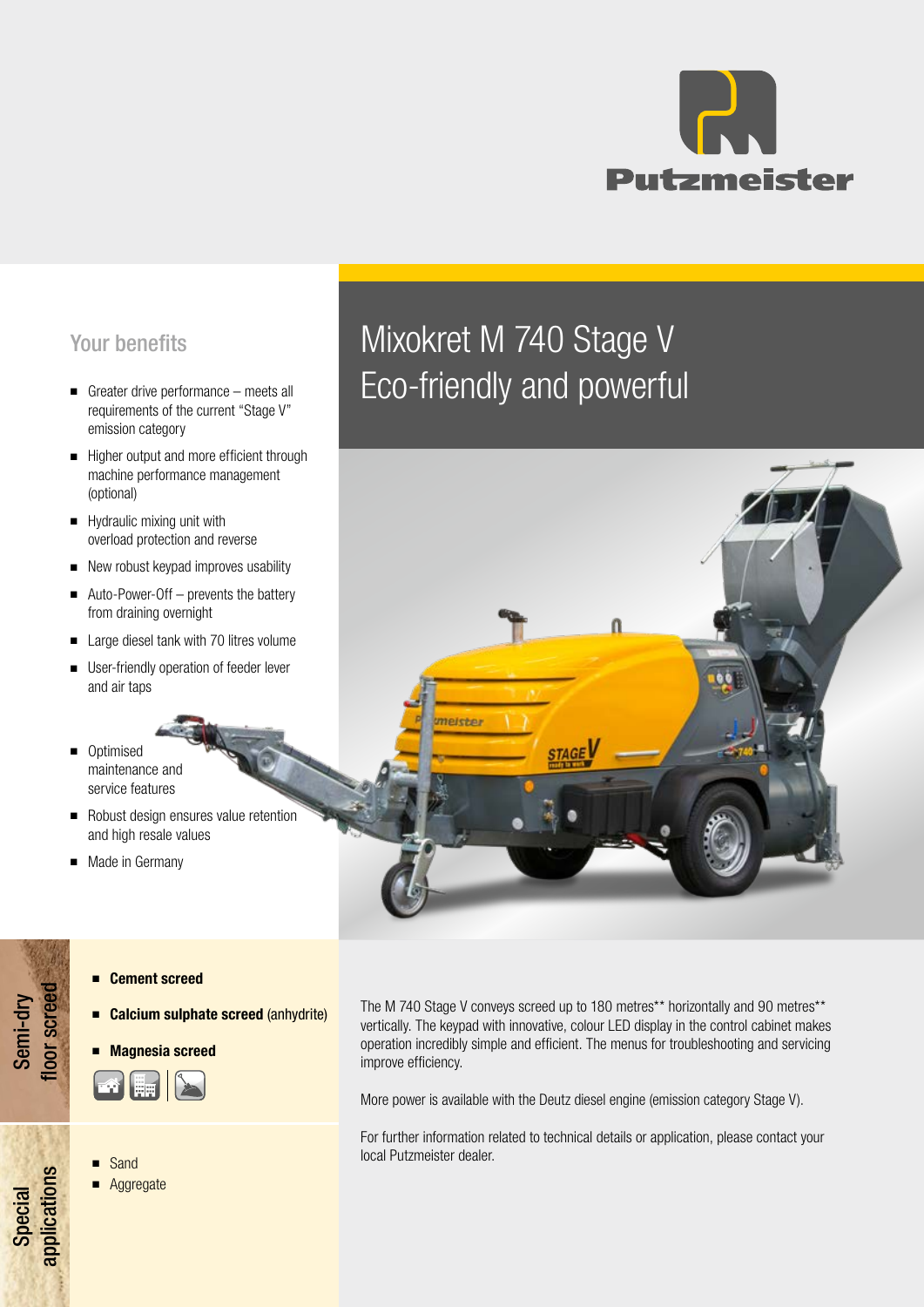# Mixokret M 740 Stage V
## Eco-friendly and powerful

### Your benefits

- Greater drive performance – meets all requirements of the current "Stage V" emission category
- Higher output and more efficient through machine performance management (optional)
- Hydraulic mixing unit with overload protection and reverse
- New robust keypad improves usability
- Auto-Power-Off – prevents the battery from draining overnight
- Large diesel tank with 70 litres volume
- User-friendly operation of feeder lever and air taps
- Optimised maintenance and service features
- Robust design ensures value retention and high resale values
- Made in Germany

### Semi-dry floor screed

- **Cement screed**
- **Calcium sulphate screed** (anhydrite)
- **Magnesia screed**

### Special applications

- Sand
- Aggregate

The M 740 Stage V conveys screed up to 180 metres** horizontally and 90 metres** vertically. The keypad with innovative, colour LED display in the control cabinet makes operation incredibly simple and efficient. The menus for troubleshooting and servicing improve efficiency.

More power is available with the Deutz diesel engine (emission category Stage V).

For further information related to technical details or application, please contact your local Putzmeister dealer.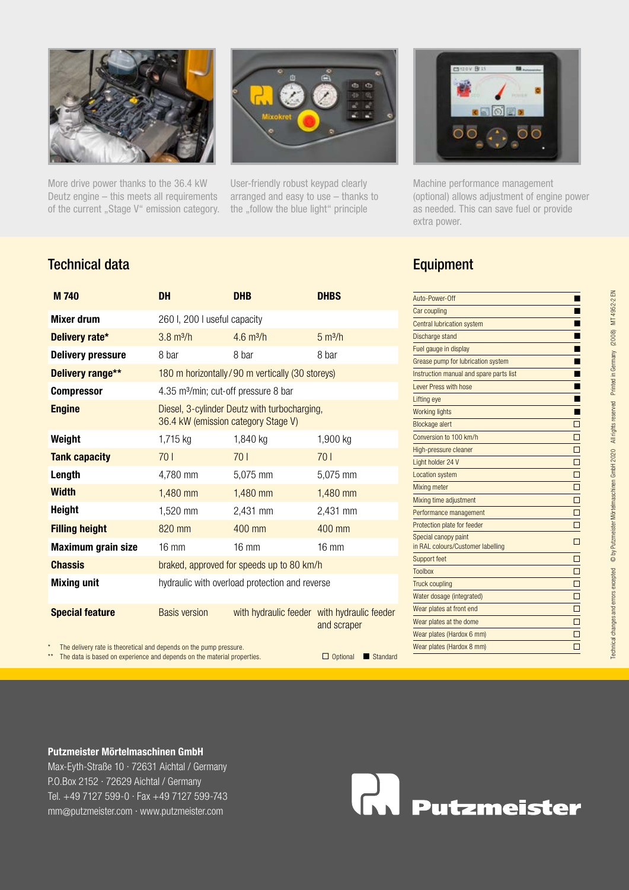More drive power thanks to the 36.4 kW Deutz engine – this meets all requirements of the current „Stage V" emission category.

User-friendly robust keypad clearly arranged and easy to use – thanks to the „follow the blue light" principle

Machine performance management (optional) allows adjustment of engine power as needed. This can save fuel or provide extra power.

## Technical data

| M 740 | DH | DHB | DHBS |
|---|---|---|---|
| **Mixer drum** | 260 l, 200 l useful capacity | | |
| **Delivery rate*** | 3.8 m³/h | 4.6 m³/h | 5 m³/h |
| **Delivery pressure** | 8 bar | 8 bar | 8 bar |
| **Delivery range**** | 180 m horizontally / 90 m vertically (30 storeys) | | |
| **Compressor** | 4.35 m³/min; cut-off pressure 8 bar | | |
| **Engine** | Diesel, 3-cylinder Deutz with turbocharging, 36.4 kW (emission category Stage V) | | |
| **Weight** | 1,715 kg | 1,840 kg | 1,900 kg |
| **Tank capacity** | 70 l | 70 l | 70 l |
| **Length** | 4,780 mm | 5,075 mm | 5,075 mm |
| **Width** | 1,480 mm | 1,480 mm | 1,480 mm |
| **Height** | 1,520 mm | 2,431 mm | 2,431 mm |
| **Filling height** | 820 mm | 400 mm | 400 mm |
| **Maximum grain size** | 16 mm | 16 mm | 16 mm |
| **Chassis** | braked, approved for speeds up to 80 km/h | | |
| **Mixing unit** | hydraulic with overload protection and reverse | | |
| **Special feature** | Basis version | with hydraulic feeder | with hydraulic feeder and scraper |

\* The delivery rate is theoretical and depends on the pump pressure.
\*\* The data is based on experience and depends on the material properties.

□ Optional ■ Standard

## Equipment

| | |
|---|---|
| Auto-Power-Off | ■ |
| Car coupling | ■ |
| Central lubrication system | ■ |
| Discharge stand | ■ |
| Fuel gauge in display | ■ |
| Grease pump for lubrication system | ■ |
| Instruction manual and spare parts list | ■ |
| Lever Press with hose | ■ |
| Lifting eye | ■ |
| Working lights | ■ |
| Blockage alert | □ |
| Conversion to 100 km/h | □ |
| High-pressure cleaner | □ |
| Light holder 24 V | □ |
| Location system | □ |
| Mixing meter | □ |
| Mixing time adjustment | □ |
| Performance management | □ |
| Protection plate for feeder | □ |
| Special canopy paint in RAL colours/Customer labelling | □ |
| Support feet | □ |
| Toolbox | □ |
| Truck coupling | □ |
| Water dosage (integrated) | □ |
| Wear plates at front end | □ |
| Wear plates at the dome | □ |
| Wear plates (Hardox 6 mm) | □ |
| Wear plates (Hardox 8 mm) | □ |

Technical changes and errors excepted © by Putzmeister Mörtelmaschinen GmbH 2020 All rights reserved Printed in Germany (2008) MT 4952-2 EN

**Putzmeister Mörtelmaschinen GmbH**
Max-Eyth-Straße 10 · 72631 Aichtal / Germany
P.O.Box 2152 · 72629 Aichtal / Germany
Tel. +49 7127 599-0 · Fax +49 7127 599-743
mm@putzmeister.com · www.putzmeister.com

Putzmeister